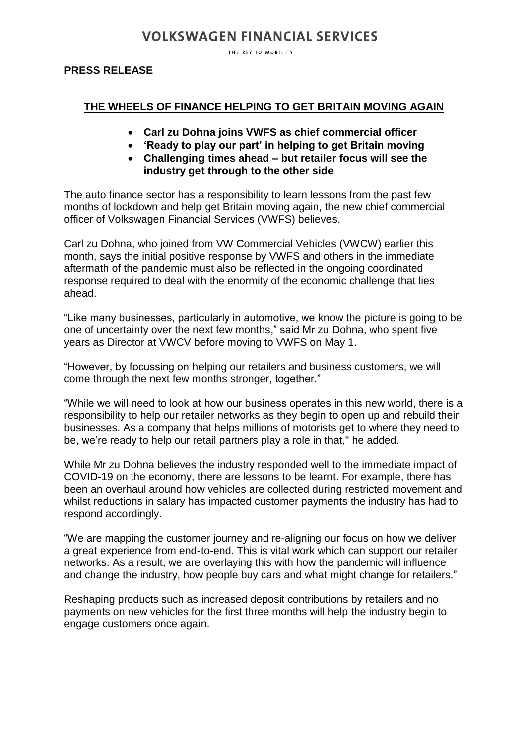# VOLKSWAGEN FINANCIAL SERVICES

THE KEY TO MOBILITY

**PRESS RELEASE**

## THE WHEELS OF FINANCE HELPING TO GET BRITAIN MOVING AGAIN

- **Carl zu Dohna joins VWFS as chief commercial officer**
- **'Ready to play our part' in helping to get Britain moving**
- **Challenging times ahead – but retailer focus will see the industry get through to the other side**

The auto finance sector has a responsibility to learn lessons from the past few months of lockdown and help get Britain moving again, the new chief commercial officer of Volkswagen Financial Services (VWFS) believes.

Carl zu Dohna, who joined from VW Commercial Vehicles (VWCW) earlier this month, says the initial positive response by VWFS and others in the immediate aftermath of the pandemic must also be reflected in the ongoing coordinated response required to deal with the enormity of the economic challenge that lies ahead.

"Like many businesses, particularly in automotive, we know the picture is going to be one of uncertainty over the next few months," said Mr zu Dohna, who spent five years as Director at VWCV before moving to VWFS on May 1.

"However, by focussing on helping our retailers and business customers, we will come through the next few months stronger, together."

"While we will need to look at how our business operates in this new world, there is a responsibility to help our retailer networks as they begin to open up and rebuild their businesses. As a company that helps millions of motorists get to where they need to be, we're ready to help our retail partners play a role in that," he added.

While Mr zu Dohna believes the industry responded well to the immediate impact of COVID-19 on the economy, there are lessons to be learnt. For example, there has been an overhaul around how vehicles are collected during restricted movement and whilst reductions in salary has impacted customer payments the industry has had to respond accordingly.

"We are mapping the customer journey and re-aligning our focus on how we deliver a great experience from end-to-end. This is vital work which can support our retailer networks. As a result, we are overlaying this with how the pandemic will influence and change the industry, how people buy cars and what might change for retailers."

Reshaping products such as increased deposit contributions by retailers and no payments on new vehicles for the first three months will help the industry begin to engage customers once again.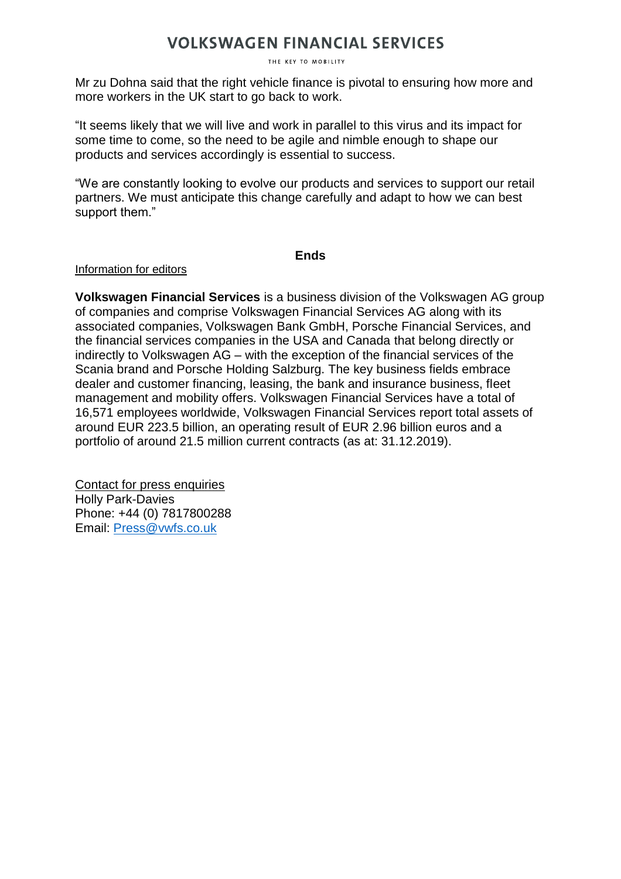Mr zu Dohna said that the right vehicle finance is pivotal to ensuring how more and more workers in the UK start to go back to work.

“It seems likely that we will live and work in parallel to this virus and its impact for some time to come, so the need to be agile and nimble enough to shape our products and services accordingly is essential to success.

“We are constantly looking to evolve our products and services to support our retail partners. We must anticipate this change carefully and adapt to how we can best support them.”

**Ends**

Information for editors

**Volkswagen Financial Services** is a business division of the Volkswagen AG group of companies and comprise Volkswagen Financial Services AG along with its associated companies, Volkswagen Bank GmbH, Porsche Financial Services, and the financial services companies in the USA and Canada that belong directly or indirectly to Volkswagen AG – with the exception of the financial services of the Scania brand and Porsche Holding Salzburg. The key business fields embrace dealer and customer financing, leasing, the bank and insurance business, fleet management and mobility offers. Volkswagen Financial Services have a total of 16,571 employees worldwide, Volkswagen Financial Services report total assets of around EUR 223.5 billion, an operating result of EUR 2.96 billion euros and a portfolio of around 21.5 million current contracts (as at: 31.12.2019).

Contact for press enquiries
Holly Park-Davies
Phone: +44 (0) 7817800288
Email: Press@vwfs.co.uk